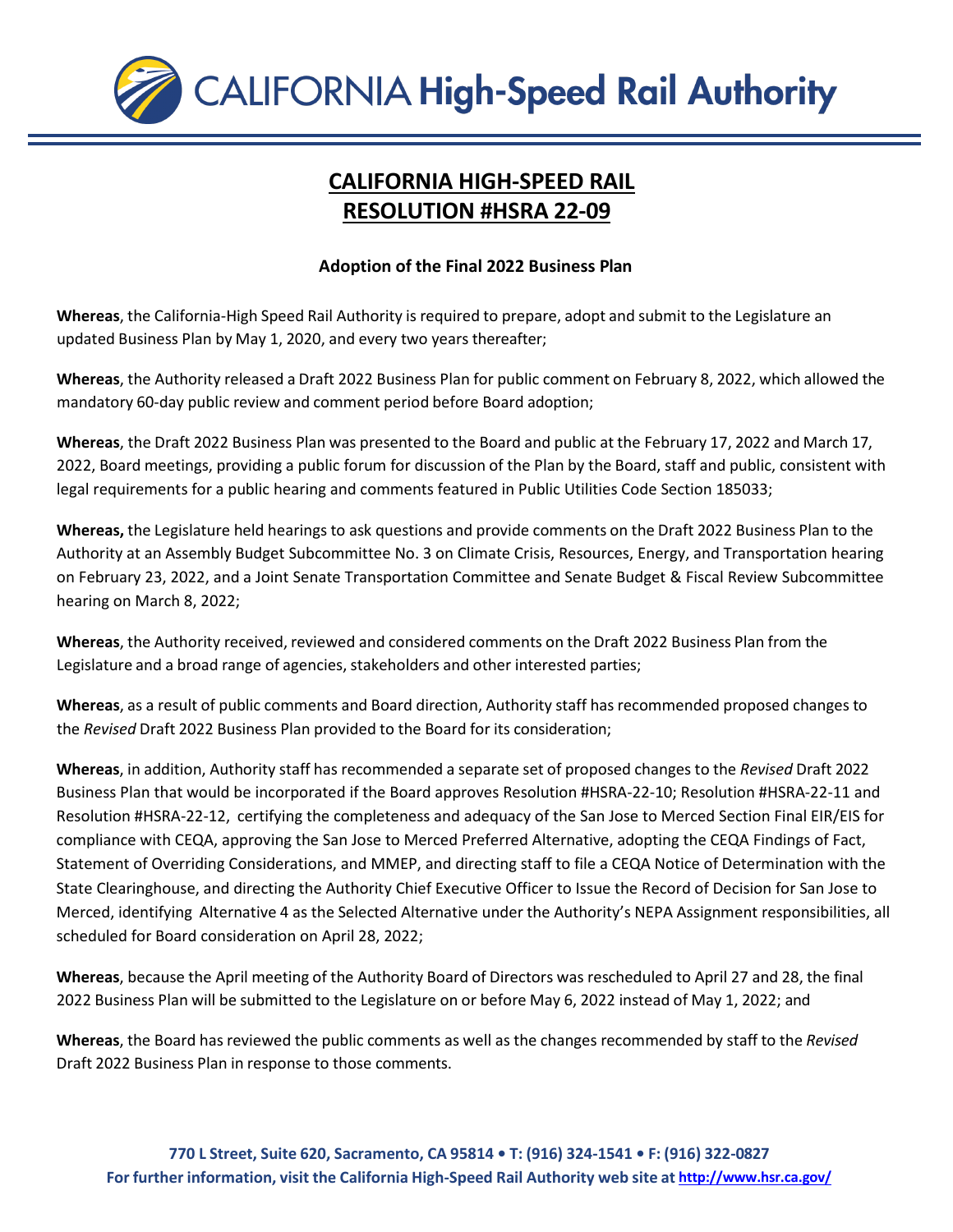# CALIFORNIA HIGH-SPEED RAIL RESOLUTION #HSRA 22-09

### Adoption of the Final 2022 Business Plan

**Whereas**, the California-High Speed Rail Authority is required to prepare, adopt and submit to the Legislature an updated Business Plan by May 1, 2020, and every two years thereafter;

**Whereas**, the Authority released a Draft 2022 Business Plan for public comment on February 8, 2022, which allowed the mandatory 60-day public review and comment period before Board adoption;

**Whereas**, the Draft 2022 Business Plan was presented to the Board and public at the February 17, 2022 and March 17, 2022, Board meetings, providing a public forum for discussion of the Plan by the Board, staff and public, consistent with legal requirements for a public hearing and comments featured in Public Utilities Code Section 185033;

**Whereas,** the Legislature held hearings to ask questions and provide comments on the Draft 2022 Business Plan to the Authority at an Assembly Budget Subcommittee No. 3 on Climate Crisis, Resources, Energy, and Transportation hearing on February 23, 2022, and a Joint Senate Transportation Committee and Senate Budget & Fiscal Review Subcommittee hearing on March 8, 2022;

**Whereas**, the Authority received, reviewed and considered comments on the Draft 2022 Business Plan from the Legislature and a broad range of agencies, stakeholders and other interested parties;

**Whereas**, as a result of public comments and Board direction, Authority staff has recommended proposed changes to the *Revised* Draft 2022 Business Plan provided to the Board for its consideration;

**Whereas**, in addition, Authority staff has recommended a separate set of proposed changes to the *Revised* Draft 2022 Business Plan that would be incorporated if the Board approves Resolution #HSRA-22-10; Resolution #HSRA-22-11 and Resolution #HSRA-22-12, certifying the completeness and adequacy of the San Jose to Merced Section Final EIR/EIS for compliance with CEQA, approving the San Jose to Merced Preferred Alternative, adopting the CEQA Findings of Fact, Statement of Overriding Considerations, and MMEP, and directing staff to file a CEQA Notice of Determination with the State Clearinghouse, and directing the Authority Chief Executive Officer to Issue the Record of Decision for San Jose to Merced, identifying Alternative 4 as the Selected Alternative under the Authority's NEPA Assignment responsibilities, all scheduled for Board consideration on April 28, 2022;

**Whereas**, because the April meeting of the Authority Board of Directors was rescheduled to April 27 and 28, the final 2022 Business Plan will be submitted to the Legislature on or before May 6, 2022 instead of May 1, 2022; and

**Whereas**, the Board has reviewed the public comments as well as the changes recommended by staff to the *Revised* Draft 2022 Business Plan in response to those comments.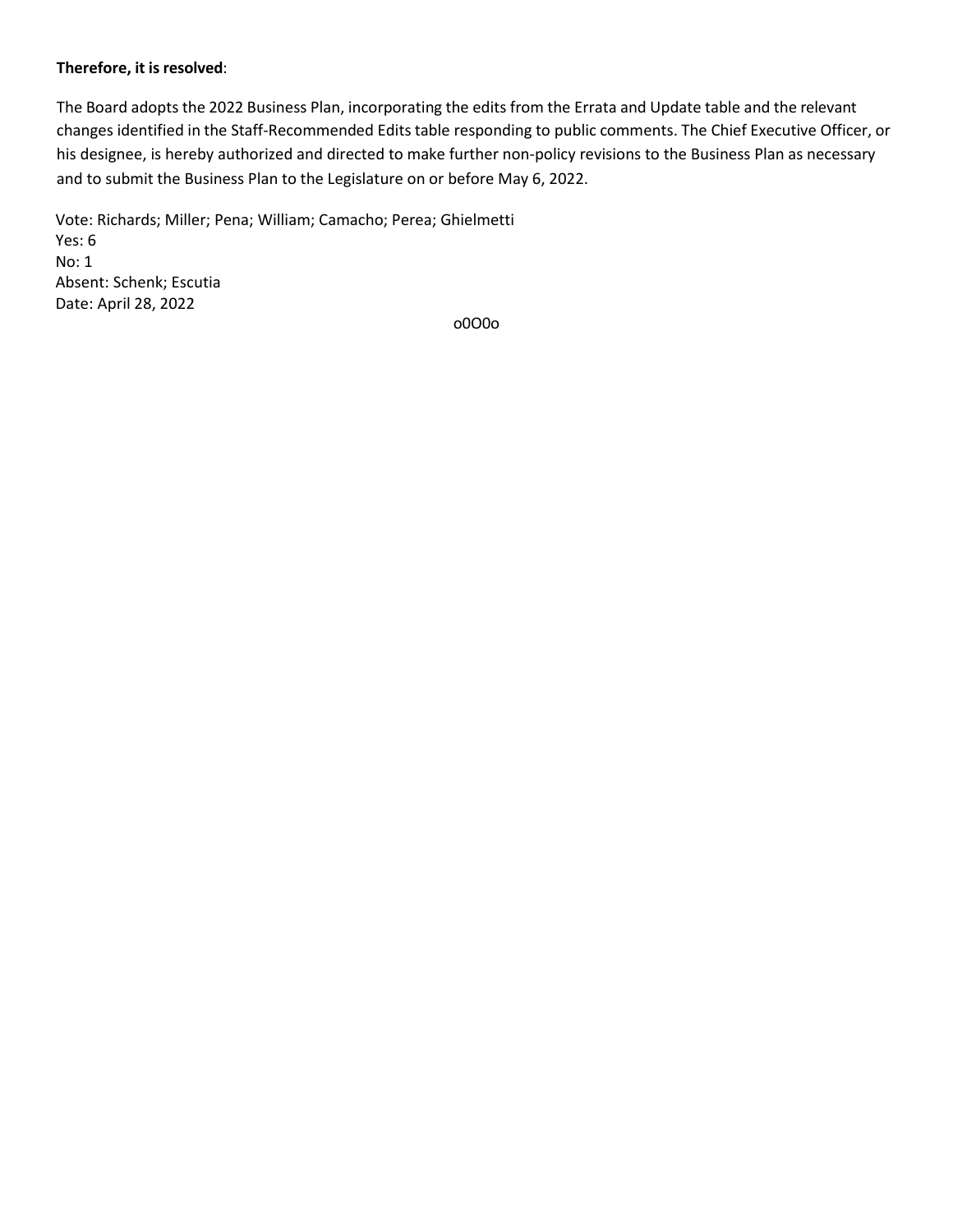**Therefore, it is resolved**:

The Board adopts the 2022 Business Plan, incorporating the edits from the Errata and Update table and the relevant changes identified in the Staff-Recommended Edits table responding to public comments. The Chief Executive Officer, or his designee, is hereby authorized and directed to make further non-policy revisions to the Business Plan as necessary and to submit the Business Plan to the Legislature on or before May 6, 2022.

Vote: Richards; Miller; Pena; William; Camacho; Perea; Ghielmetti
Yes: 6
No: 1
Absent: Schenk; Escutia
Date: April 28, 2022

o0O0o